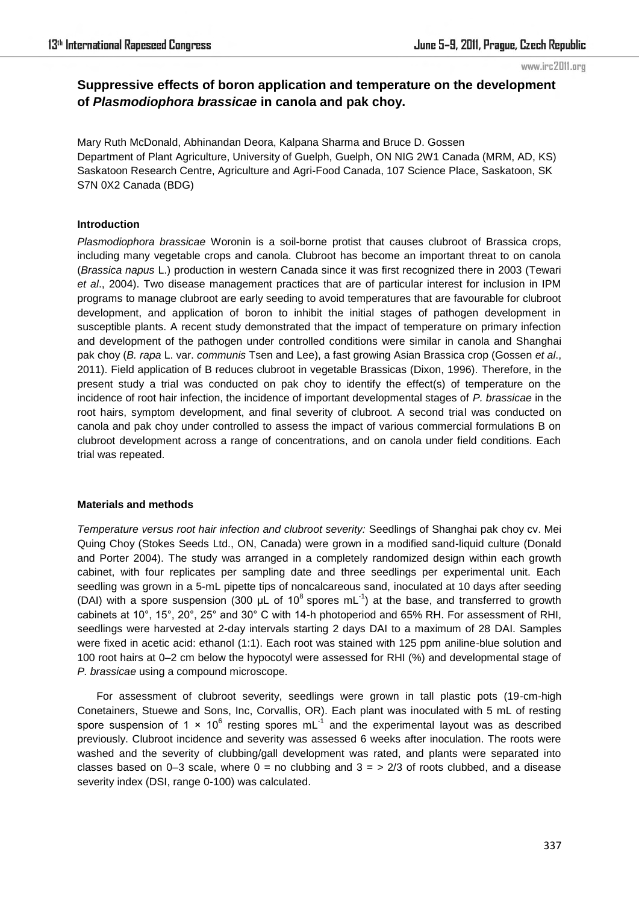## Suppressive effects of boron application and temperature on the development of *Plasmodiophora brassicae* in canola and pak choy.

Mary Ruth McDonald, Abhinandan Deora, Kalpana Sharma and Bruce D. Gossen
Department of Plant Agriculture, University of Guelph, Guelph, ON NIG 2W1 Canada (MRM, AD, KS)
Saskatoon Research Centre, Agriculture and Agri-Food Canada, 107 Science Place, Saskatoon, SK S7N 0X2 Canada (BDG)

### Introduction

*Plasmodiophora brassicae* Woronin is a soil-borne protist that causes clubroot of Brassica crops, including many vegetable crops and canola. Clubroot has become an important threat to on canola (*Brassica napus* L.) production in western Canada since it was first recognized there in 2003 (Tewari *et al*., 2004). Two disease management practices that are of particular interest for inclusion in IPM programs to manage clubroot are early seeding to avoid temperatures that are favourable for clubroot development, and application of boron to inhibit the initial stages of pathogen development in susceptible plants. A recent study demonstrated that the impact of temperature on primary infection and development of the pathogen under controlled conditions were similar in canola and Shanghai pak choy (*B. rapa* L. var. *communis* Tsen and Lee), a fast growing Asian Brassica crop (Gossen *et al*., 2011). Field application of B reduces clubroot in vegetable Brassicas (Dixon, 1996). Therefore, in the present study a trial was conducted on pak choy to identify the effect(s) of temperature on the incidence of root hair infection, the incidence of important developmental stages of *P. brassicae* in the root hairs, symptom development, and final severity of clubroot. A second trial was conducted on canola and pak choy under controlled to assess the impact of various commercial formulations B on clubroot development across a range of concentrations, and on canola under field conditions. Each trial was repeated.

### Materials and methods

*Temperature versus root hair infection and clubroot severity:* Seedlings of Shanghai pak choy cv. Mei Quing Choy (Stokes Seeds Ltd., ON, Canada) were grown in a modified sand-liquid culture (Donald and Porter 2004). The study was arranged in a completely randomized design within each growth cabinet, with four replicates per sampling date and three seedlings per experimental unit. Each seedling was grown in a 5-mL pipette tips of noncalcareous sand, inoculated at 10 days after seeding (DAI) with a spore suspension (300 µL of $10^8$ spores mL$^{-1}$) at the base, and transferred to growth cabinets at 10°, 15°, 20°, 25° and 30° C with 14-h photoperiod and 65% RH. For assessment of RHI, seedlings were harvested at 2-day intervals starting 2 days DAI to a maximum of 28 DAI. Samples were fixed in acetic acid: ethanol (1:1). Each root was stained with 125 ppm aniline-blue solution and 100 root hairs at 0–2 cm below the hypocotyl were assessed for RHI (%) and developmental stage of *P. brassicae* using a compound microscope.

For assessment of clubroot severity, seedlings were grown in tall plastic pots (19-cm-high Conetainers, Stuewe and Sons, Inc, Corvallis, OR). Each plant was inoculated with 5 mL of resting spore suspension of $1 \times 10^6$ resting spores mL$^{-1}$ and the experimental layout was as described previously. Clubroot incidence and severity was assessed 6 weeks after inoculation. The roots were washed and the severity of clubbing/gall development was rated, and plants were separated into classes based on 0–3 scale, where 0 = no clubbing and 3 = > 2/3 of roots clubbed, and a disease severity index (DSI, range 0-100) was calculated.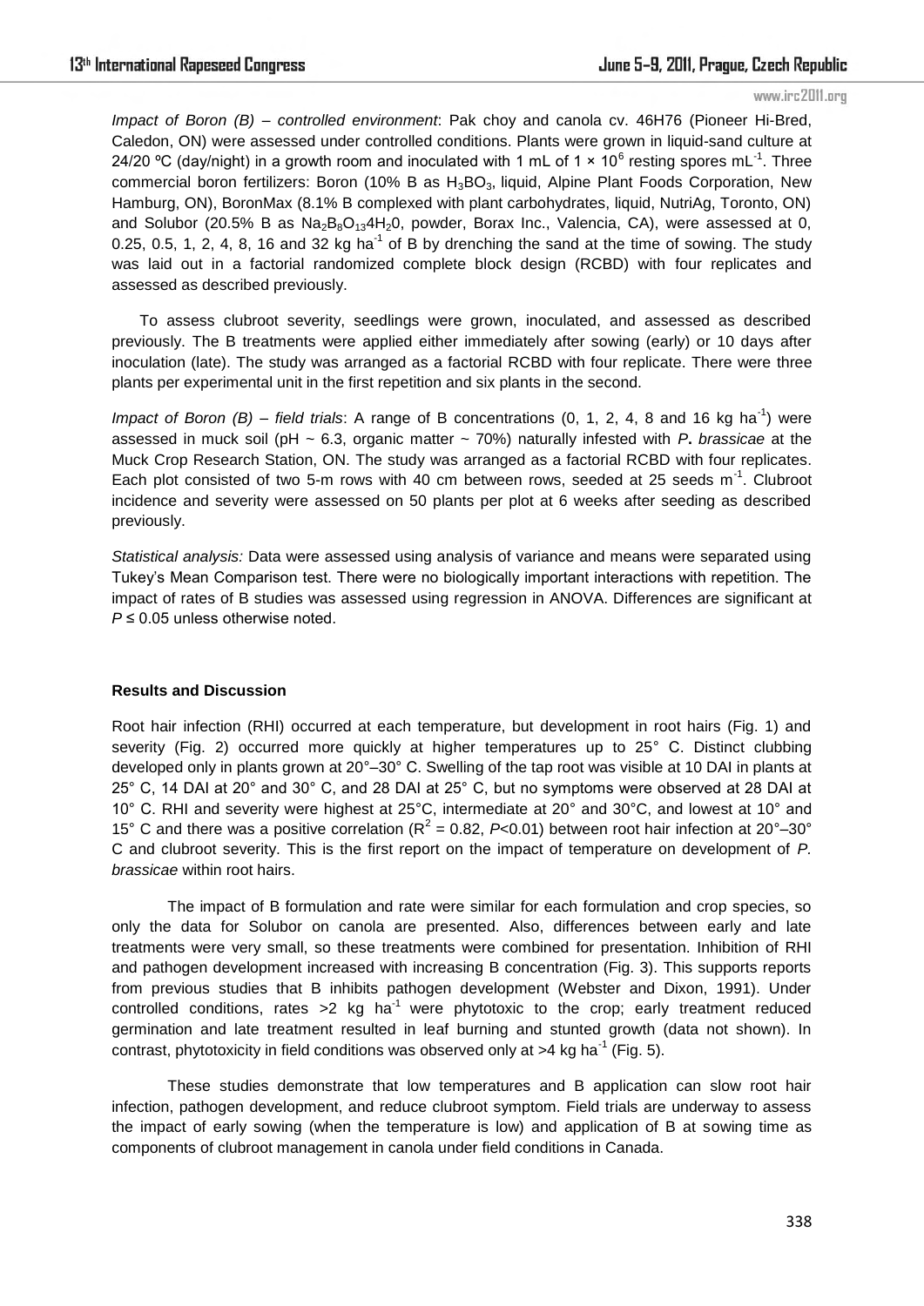*Impact of Boron (B) – controlled environment*: Pak choy and canola cv. 46H76 (Pioneer Hi-Bred, Caledon, ON) were assessed under controlled conditions. Plants were grown in liquid-sand culture at 24/20 ºC (day/night) in a growth room and inoculated with 1 mL of $1 \times 10^6$ resting spores $mL^{-1}$. Three commercial boron fertilizers: Boron (10% B as $H_3BO_3$, liquid, Alpine Plant Foods Corporation, New Hamburg, ON), BoronMax (8.1% B complexed with plant carbohydrates, liquid, NutriAg, Toronto, ON) and Solubor (20.5% B as $Na_2B_8O_{13}4H_20$, powder, Borax Inc., Valencia, CA), were assessed at 0, 0.25, 0.5, 1, 2, 4, 8, 16 and 32 kg $ha^{-1}$ of B by drenching the sand at the time of sowing. The study was laid out in a factorial randomized complete block design (RCBD) with four replicates and assessed as described previously.

To assess clubroot severity, seedlings were grown, inoculated, and assessed as described previously. The B treatments were applied either immediately after sowing (early) or 10 days after inoculation (late). The study was arranged as a factorial RCBD with four replicate. There were three plants per experimental unit in the first repetition and six plants in the second.

*Impact of Boron (B) – field trials*: A range of B concentrations (0, 1, 2, 4, 8 and 16 kg $ha^{-1}$) were assessed in muck soil (pH ~ 6.3, organic matter ~ 70%) naturally infested with *P***.** *brassicae* at the Muck Crop Research Station, ON. The study was arranged as a factorial RCBD with four replicates. Each plot consisted of two 5-m rows with 40 cm between rows, seeded at 25 seeds $m^{-1}$. Clubroot incidence and severity were assessed on 50 plants per plot at 6 weeks after seeding as described previously.

*Statistical analysis:* Data were assessed using analysis of variance and means were separated using Tukey's Mean Comparison test. There were no biologically important interactions with repetition. The impact of rates of B studies was assessed using regression in ANOVA. Differences are significant at $P \leq 0.05$ unless otherwise noted.

## Results and Discussion

Root hair infection (RHI) occurred at each temperature, but development in root hairs (Fig. 1) and severity (Fig. 2) occurred more quickly at higher temperatures up to 25° C. Distinct clubbing developed only in plants grown at 20°–30° C. Swelling of the tap root was visible at 10 DAI in plants at 25° C, 14 DAI at 20° and 30° C, and 28 DAI at 25° C, but no symptoms were observed at 28 DAI at 10° C. RHI and severity were highest at 25°C, intermediate at 20° and 30°C, and lowest at 10° and 15° C and there was a positive correlation ($R^2 = 0.82$, $P<0.01$) between root hair infection at 20°–30° C and clubroot severity. This is the first report on the impact of temperature on development of *P. brassicae* within root hairs.

The impact of B formulation and rate were similar for each formulation and crop species, so only the data for Solubor on canola are presented. Also, differences between early and late treatments were very small, so these treatments were combined for presentation. Inhibition of RHI and pathogen development increased with increasing B concentration (Fig. 3). This supports reports from previous studies that B inhibits pathogen development (Webster and Dixon, 1991). Under controlled conditions, rates >2 kg $ha^{-1}$ were phytotoxic to the crop; early treatment reduced germination and late treatment resulted in leaf burning and stunted growth (data not shown). In contrast, phytotoxicity in field conditions was observed only at >4 kg $ha^{-1}$ (Fig. 5).

These studies demonstrate that low temperatures and B application can slow root hair infection, pathogen development, and reduce clubroot symptom. Field trials are underway to assess the impact of early sowing (when the temperature is low) and application of B at sowing time as components of clubroot management in canola under field conditions in Canada.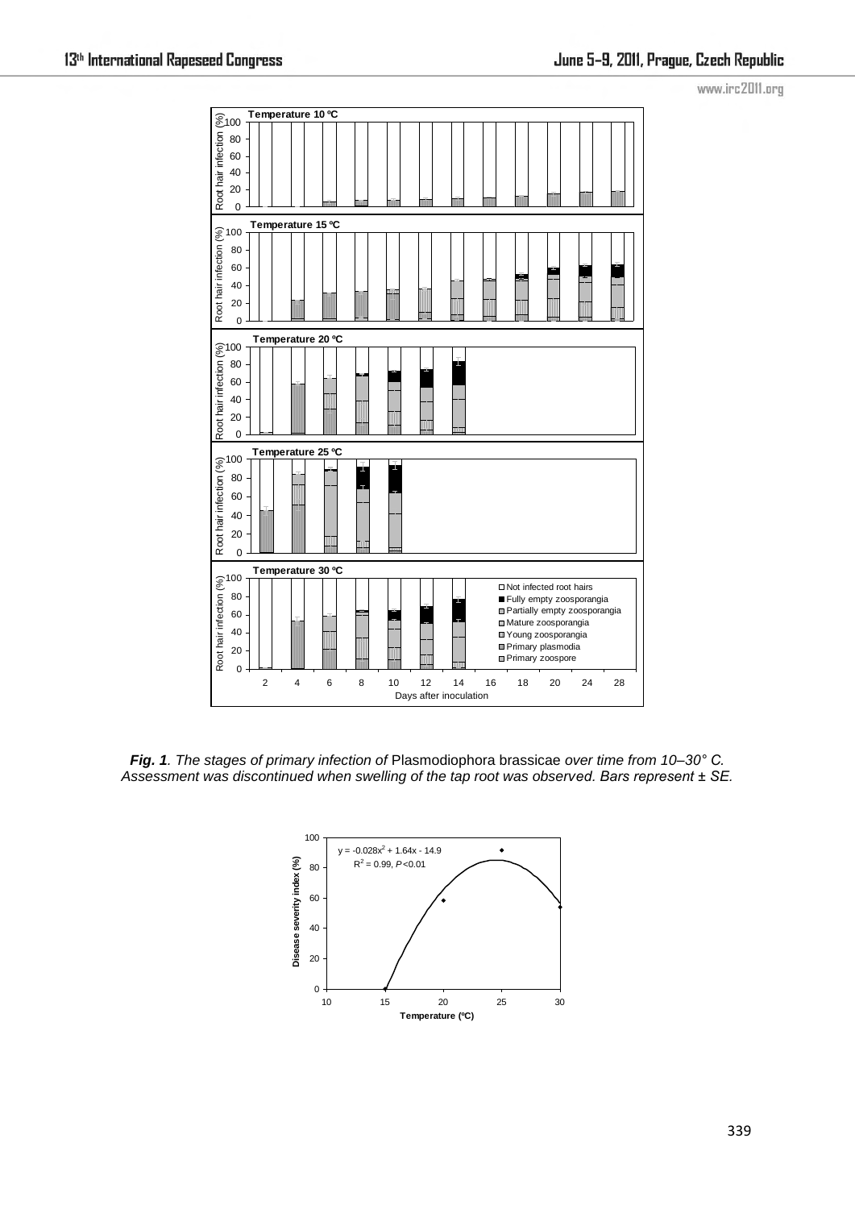***Fig. 1**. The stages of primary infection of* Plasmodiophora brassicae *over time from 10–30° C. Assessment was discontinued when swelling of the tap root was observed. Bars represent ± SE.*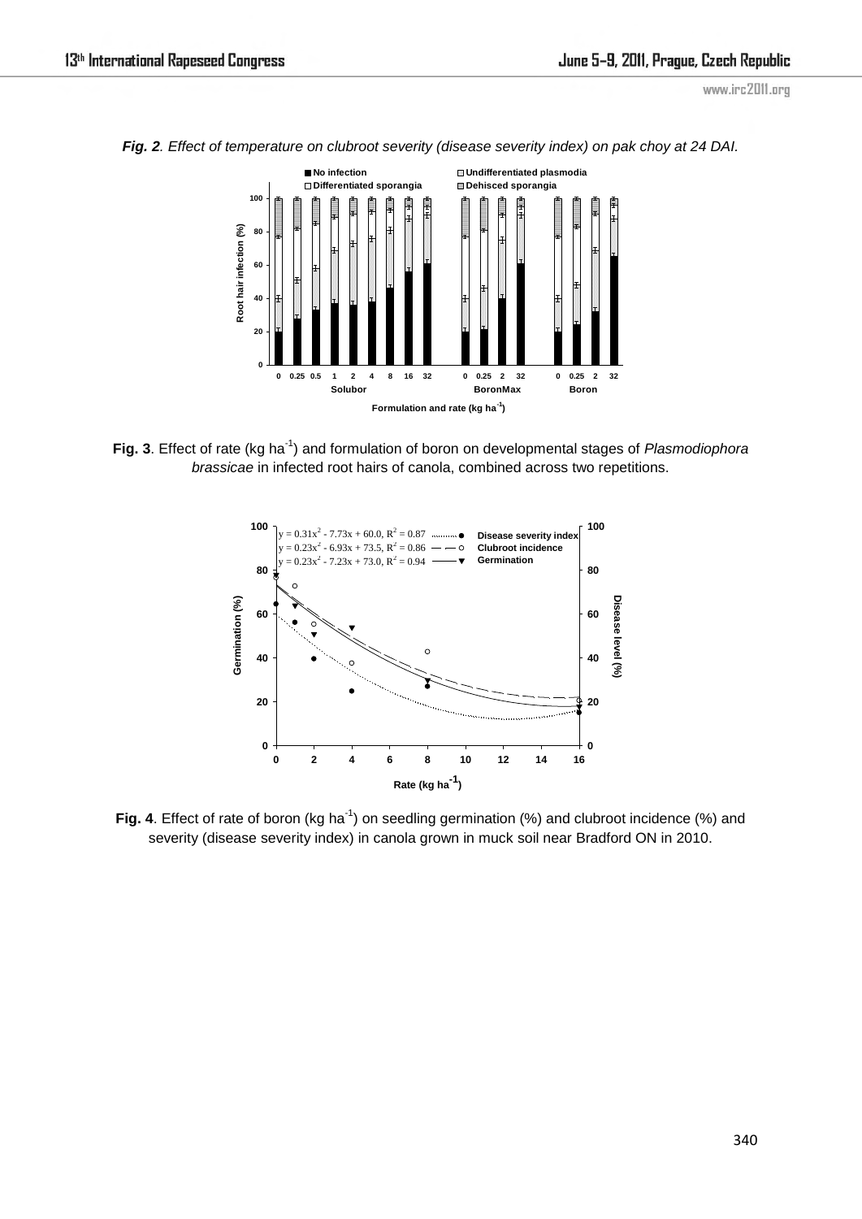*Fig. 2. Effect of temperature on clubroot severity (disease severity index) on pak choy at 24 DAI.*

**Fig. 3**. Effect of rate (kg ha$^{-1}$) and formulation of boron on developmental stages of *Plasmodiophora brassicae* in infected root hairs of canola, combined across two repetitions.

**Fig. 4**. Effect of rate of boron (kg ha$^{-1}$) on seedling germination (%) and clubroot incidence (%) and severity (disease severity index) in canola grown in muck soil near Bradford ON in 2010.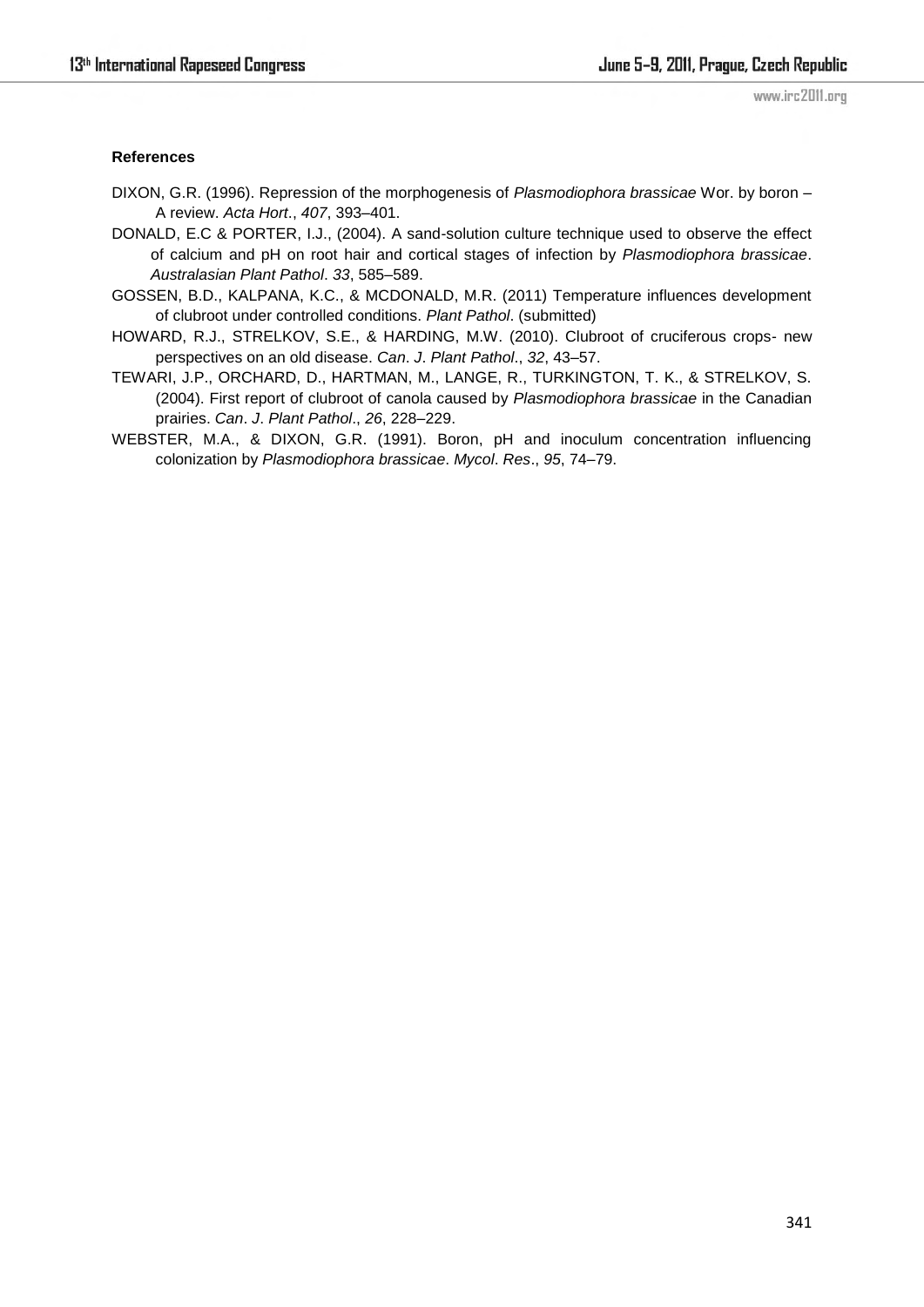**References**

DIXON, G.R. (1996). Repression of the morphogenesis of *Plasmodiophora brassicae* Wor. by boron – A review. *Acta Hort*., *407*, 393–401.

DONALD, E.C & PORTER, I.J., (2004). A sand-solution culture technique used to observe the effect of calcium and pH on root hair and cortical stages of infection by *Plasmodiophora brassicae*. *Australasian Plant Pathol*. *33*, 585–589.

GOSSEN, B.D., KALPANA, K.C., & MCDONALD, M.R. (2011) Temperature influences development of clubroot under controlled conditions. *Plant Pathol*. (submitted)

HOWARD, R.J., STRELKOV, S.E., & HARDING, M.W. (2010). Clubroot of cruciferous crops- new perspectives on an old disease. *Can*. *J*. *Plant Pathol*., *32*, 43–57.

TEWARI, J.P., ORCHARD, D., HARTMAN, M., LANGE, R., TURKINGTON, T. K., & STRELKOV, S. (2004). First report of clubroot of canola caused by *Plasmodiophora brassicae* in the Canadian prairies. *Can*. *J*. *Plant Pathol*., *26*, 228–229.

WEBSTER, M.A., & DIXON, G.R. (1991). Boron, pH and inoculum concentration influencing colonization by *Plasmodiophora brassicae*. *Mycol*. *Res*., *95*, 74–79.